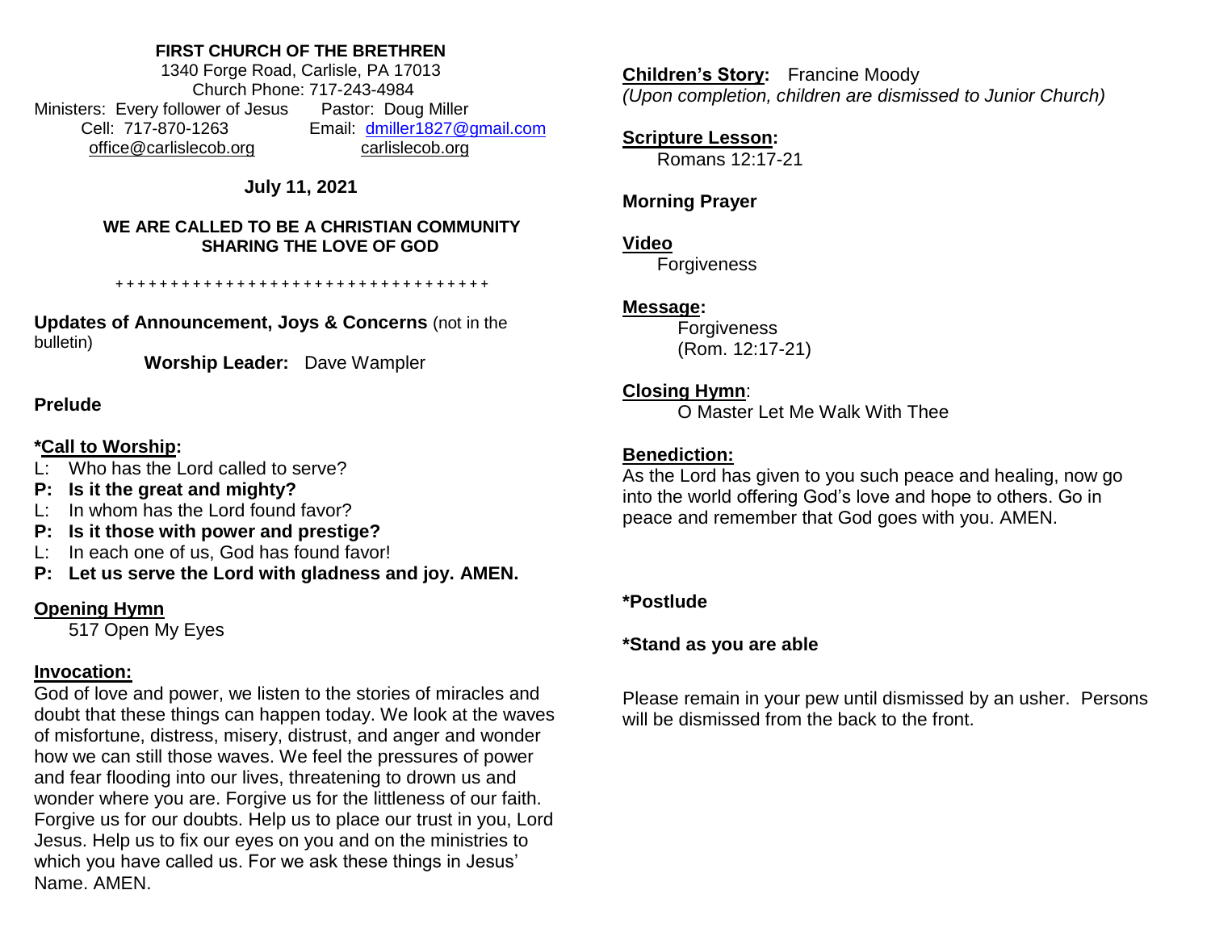**FIRST CHURCH OF THE BRETHREN**
1340 Forge Road, Carlisle, PA 17013
Church Phone: 717-243-4984
Ministers: Every follower of Jesus    Pastor: Doug Miller
Cell: 717-870-1263    Email: dmiller1827@gmail.com
office@carlislecob.org    carlislecob.org

**July 11, 2021**

**WE ARE CALLED TO BE A CHRISTIAN COMMUNITY SHARING THE LOVE OF GOD**

+ + + + + + + + + + + + + + + + + + + + + + + + + + + + + + + + + + +

**Updates of Announcement, Joys & Concerns** (not in the bulletin)

**Worship Leader:** Dave Wampler

**Prelude**

**\*Call to Worship:**

L: Who has the Lord called to serve?
**P: Is it the great and mighty?**
L: In whom has the Lord found favor?
**P: Is it those with power and prestige?**
L: In each one of us, God has found favor!
**P: Let us serve the Lord with gladness and joy. AMEN.**

**Opening Hymn**
517 Open My Eyes

**Invocation:**
God of love and power, we listen to the stories of miracles and doubt that these things can happen today. We look at the waves of misfortune, distress, misery, distrust, and anger and wonder how we can still those waves. We feel the pressures of power and fear flooding into our lives, threatening to drown us and wonder where you are. Forgive us for the littleness of our faith. Forgive us for our doubts. Help us to place our trust in you, Lord Jesus. Help us to fix our eyes on you and on the ministries to which you have called us. For we ask these things in Jesus' Name. AMEN.

**Children's Story:** Francine Moody
*(Upon completion, children are dismissed to Junior Church)*

**Scripture Lesson:**
Romans 12:17-21

**Morning Prayer**

**Video**
Forgiveness

**Message:**
Forgiveness
(Rom. 12:17-21)

**Closing Hymn**:
O Master Let Me Walk With Thee

**Benediction:**
As the Lord has given to you such peace and healing, now go into the world offering God's love and hope to others. Go in peace and remember that God goes with you. AMEN.

**\*Postlude**

**\*Stand as you are able**

Please remain in your pew until dismissed by an usher. Persons will be dismissed from the back to the front.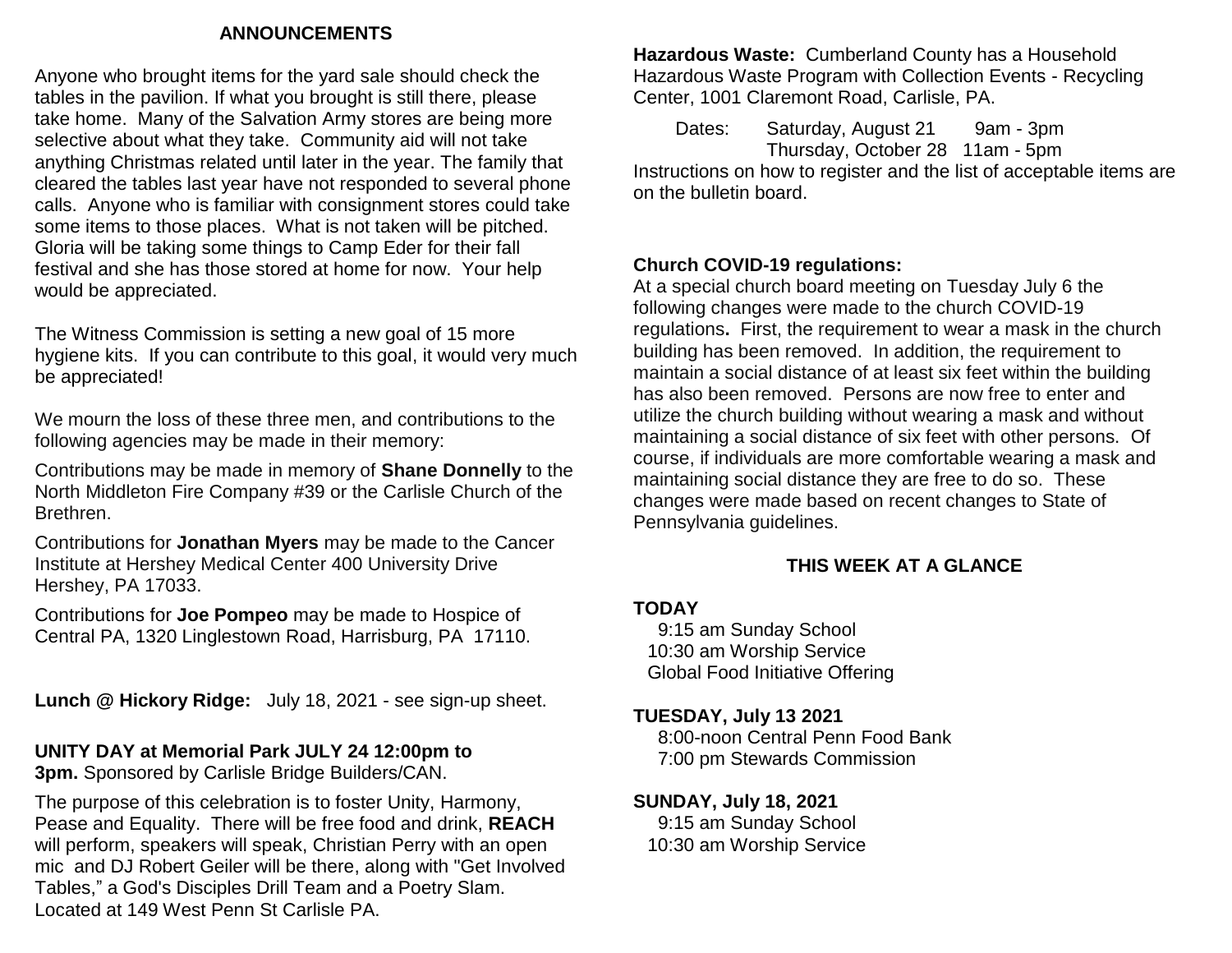## ANNOUNCEMENTS

Anyone who brought items for the yard sale should check the tables in the pavilion. If what you brought is still there, please take home. Many of the Salvation Army stores are being more selective about what they take. Community aid will not take anything Christmas related until later in the year. The family that cleared the tables last year have not responded to several phone calls. Anyone who is familiar with consignment stores could take some items to those places. What is not taken will be pitched. Gloria will be taking some things to Camp Eder for their fall festival and she has those stored at home for now. Your help would be appreciated.

The Witness Commission is setting a new goal of 15 more hygiene kits. If you can contribute to this goal, it would very much be appreciated!

We mourn the loss of these three men, and contributions to the following agencies may be made in their memory:

Contributions may be made in memory of **Shane Donnelly** to the North Middleton Fire Company #39 or the Carlisle Church of the Brethren.

Contributions for **Jonathan Myers** may be made to the Cancer Institute at Hershey Medical Center 400 University Drive Hershey, PA 17033.

Contributions for **Joe Pompeo** may be made to Hospice of Central PA, 1320 Linglestown Road, Harrisburg, PA 17110.

**Lunch @ Hickory Ridge:** July 18, 2021 - see sign-up sheet.

**UNITY DAY at Memorial Park JULY 24 12:00pm to 3pm.** Sponsored by Carlisle Bridge Builders/CAN.

The purpose of this celebration is to foster Unity, Harmony, Pease and Equality. There will be free food and drink, **REACH** will perform, speakers will speak, Christian Perry with an open mic and DJ Robert Geiler will be there, along with "Get Involved Tables," a God's Disciples Drill Team and a Poetry Slam. Located at 149 West Penn St Carlisle PA.

**Hazardous Waste:** Cumberland County has a Household Hazardous Waste Program with Collection Events - Recycling Center, 1001 Claremont Road, Carlisle, PA.

Dates: Saturday, August 21 9am - 3pm
Thursday, October 28 11am - 5pm

Instructions on how to register and the list of acceptable items are on the bulletin board.

**Church COVID-19 regulations:**
At a special church board meeting on Tuesday July 6 the following changes were made to the church COVID-19 regulations**.** First, the requirement to wear a mask in the church building has been removed. In addition, the requirement to maintain a social distance of at least six feet within the building has also been removed. Persons are now free to enter and utilize the church building without wearing a mask and without maintaining a social distance of six feet with other persons. Of course, if individuals are more comfortable wearing a mask and maintaining social distance they are free to do so. These changes were made based on recent changes to State of Pennsylvania guidelines.

## THIS WEEK AT A GLANCE

**TODAY**
9:15 am Sunday School
10:30 am Worship Service
Global Food Initiative Offering

**TUESDAY, July 13 2021**
8:00-noon Central Penn Food Bank
7:00 pm Stewards Commission

**SUNDAY, July 18, 2021**
9:15 am Sunday School
10:30 am Worship Service